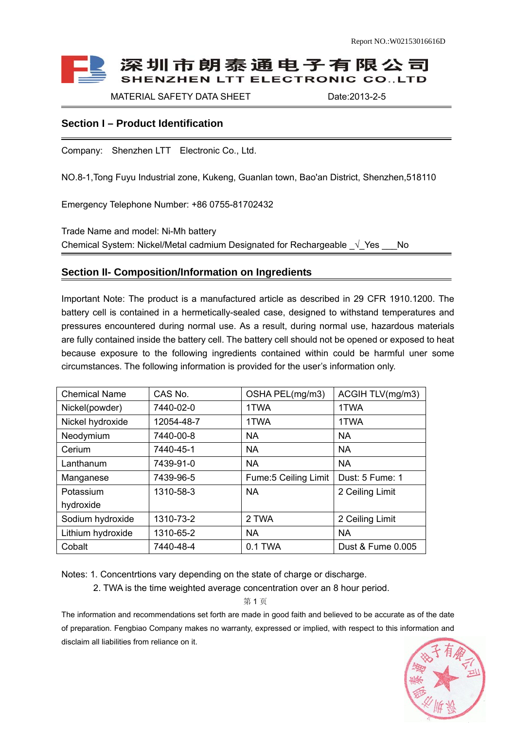Report NO.:W02153016616D

深圳市朗泰通电子有限公司
SHENZHEN LTT ELECTRONIC CO.,LTD

MATERIAL SAFETY DATA SHEET Date:2013-2-5

## Section I – Product Identification

Company: Shenzhen LTT Electronic Co., Ltd.

NO.8-1,Tong Fuyu Industrial zone, Kukeng, Guanlan town, Bao'an District, Shenzhen,518110

Emergency Telephone Number: +86 0755-81702432

Trade Name and model: Ni-Mh battery
Chemical System: Nickel/Metal cadmium Designated for Rechargeable _√_Yes ___No

## Section II- Composition/Information on Ingredients

Important Note: The product is a manufactured article as described in 29 CFR 1910.1200. The battery cell is contained in a hermetically-sealed case, designed to withstand temperatures and pressures encountered during normal use. As a result, during normal use, hazardous materials are fully contained inside the battery cell. The battery cell should not be opened or exposed to heat because exposure to the following ingredients contained within could be harmful uner some circumstances. The following information is provided for the user's information only.

| Chemical Name | CAS No. | OSHA PEL(mg/m3) | ACGIH TLV(mg/m3) |
|---|---|---|---|
| Nickel(powder) | 7440-02-0 | 1TWA | 1TWA |
| Nickel hydroxide | 12054-48-7 | 1TWA | 1TWA |
| Neodymium | 7440-00-8 | NA | NA |
| Cerium | 7440-45-1 | NA | NA |
| Lanthanum | 7439-91-0 | NA | NA |
| Manganese | 7439-96-5 | Fume:5 Ceiling Limit | Dust: 5 Fume: 1 |
| Potassium hydroxide | 1310-58-3 | NA | 2 Ceiling Limit |
| Sodium hydroxide | 1310-73-2 | 2 TWA | 2 Ceiling Limit |
| Lithium hydroxide | 1310-65-2 | NA | NA |
| Cobalt | 7440-48-4 | 0.1 TWA | Dust & Fume 0.005 |

Notes: 1. Concentrtions vary depending on the state of charge or discharge.
2. TWA is the time weighted average concentration over an 8 hour period.

The information and recommendations set forth are made in good faith and believed to be accurate as of the date of preparation. Fengbiao Company makes no warranty, expressed or implied, with respect to this information and disclaim all liabilities from reliance on it.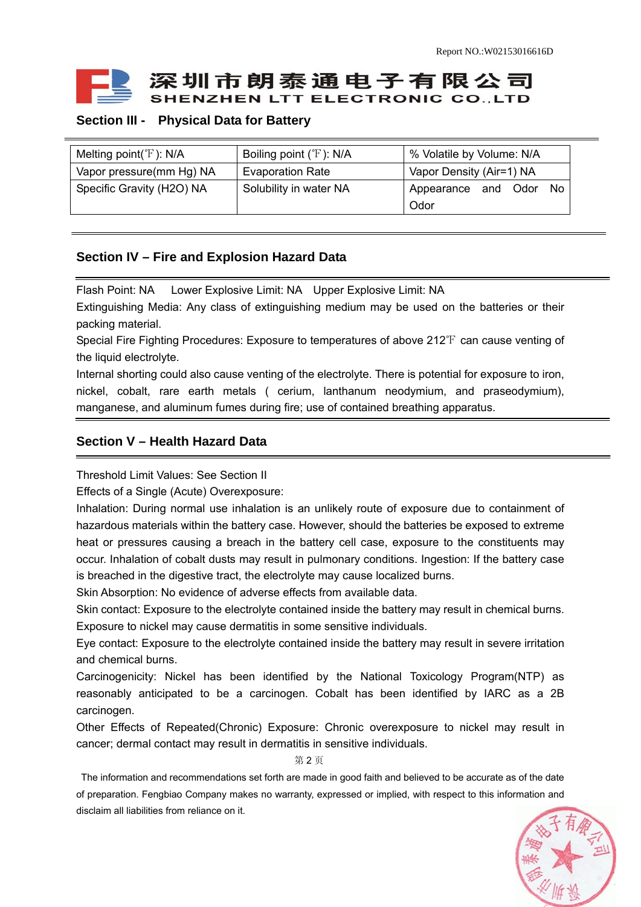## Section III - Physical Data for Battery

| Melting point(℉): N/A | Boiling point (℉): N/A | % Volatile by Volume: N/A |
|---|---|---|
| Vapor pressure(mm Hg) NA | Evaporation Rate | Vapor Density (Air=1) NA |
| Specific Gravity (H2O) NA | Solubility in water NA | Appearance and Odor No Odor |

## Section IV – Fire and Explosion Hazard Data

Flash Point: NA    Lower Explosive Limit: NA   Upper Explosive Limit: NA

Extinguishing Media: Any class of extinguishing medium may be used on the batteries or their packing material.

Special Fire Fighting Procedures: Exposure to temperatures of above 212℉ can cause venting of the liquid electrolyte.

Internal shorting could also cause venting of the electrolyte. There is potential for exposure to iron, nickel, cobalt, rare earth metals ( cerium, lanthanum neodymium, and praseodymium), manganese, and aluminum fumes during fire; use of contained breathing apparatus.

## Section V – Health Hazard Data

Threshold Limit Values: See Section II

Effects of a Single (Acute) Overexposure:

Inhalation: During normal use inhalation is an unlikely route of exposure due to containment of hazardous materials within the battery case. However, should the batteries be exposed to extreme heat or pressures causing a breach in the battery cell case, exposure to the constituents may occur. Inhalation of cobalt dusts may result in pulmonary conditions. Ingestion: If the battery case is breached in the digestive tract, the electrolyte may cause localized burns.

Skin Absorption: No evidence of adverse effects from available data.

Skin contact: Exposure to the electrolyte contained inside the battery may result in chemical burns. Exposure to nickel may cause dermatitis in some sensitive individuals.

Eye contact: Exposure to the electrolyte contained inside the battery may result in severe irritation and chemical burns.

Carcinogenicity: Nickel has been identified by the National Toxicology Program(NTP) as reasonably anticipated to be a carcinogen. Cobalt has been identified by IARC as a 2B carcinogen.

Other Effects of Repeated(Chronic) Exposure: Chronic overexposure to nickel may result in cancer; dermal contact may result in dermatitis in sensitive individuals.

The information and recommendations set forth are made in good faith and believed to be accurate as of the date of preparation. Fengbiao Company makes no warranty, expressed or implied, with respect to this information and disclaim all liabilities from reliance on it.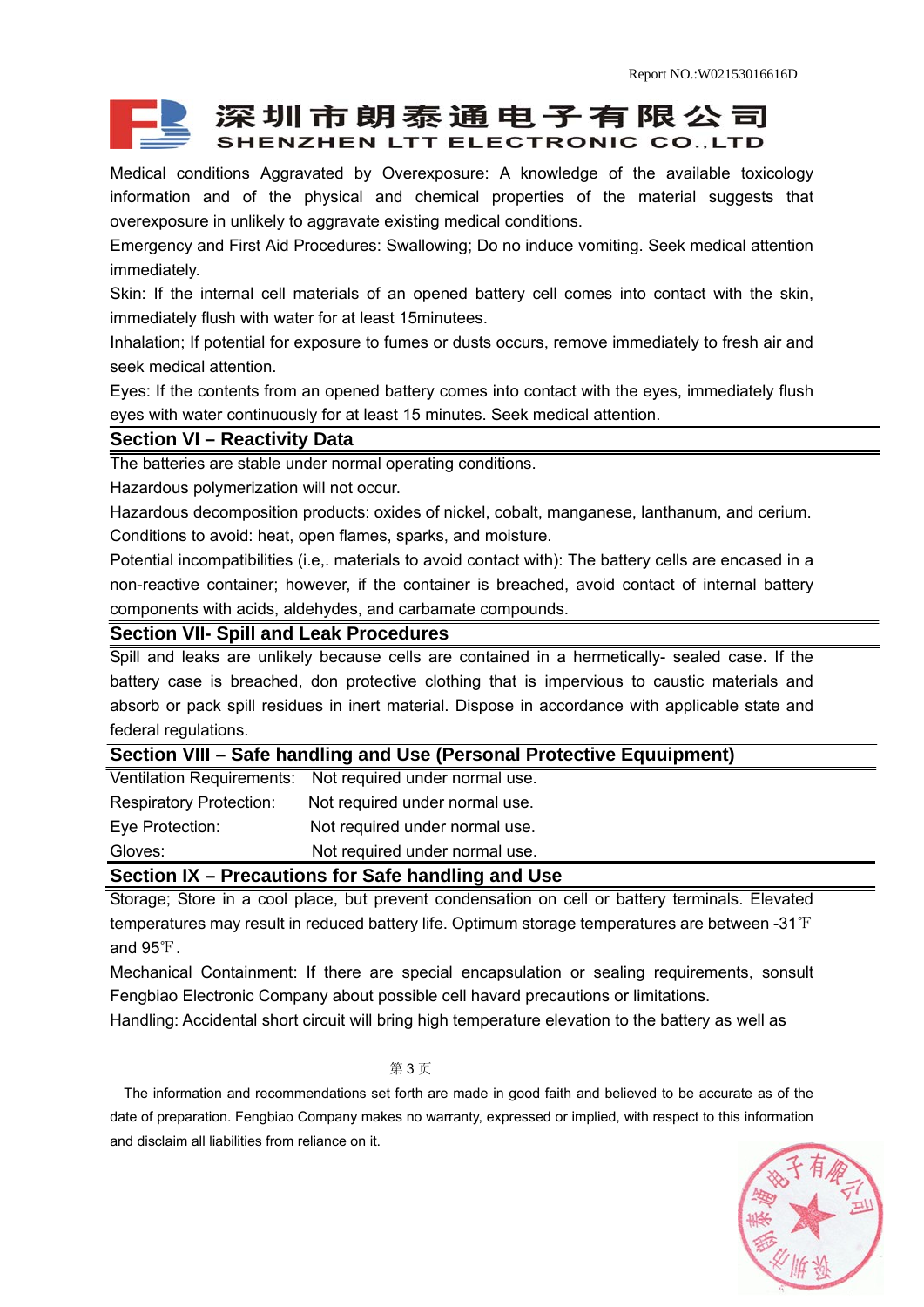Medical conditions Aggravated by Overexposure: A knowledge of the available toxicology information and of the physical and chemical properties of the material suggests that overexposure in unlikely to aggravate existing medical conditions.

Emergency and First Aid Procedures: Swallowing; Do no induce vomiting. Seek medical attention immediately.

Skin: If the internal cell materials of an opened battery cell comes into contact with the skin, immediately flush with water for at least 15minutees.

Inhalation; If potential for exposure to fumes or dusts occurs, remove immediately to fresh air and seek medical attention.

Eyes: If the contents from an opened battery comes into contact with the eyes, immediately flush eyes with water continuously for at least 15 minutes. Seek medical attention.

## Section VI – Reactivity Data

The batteries are stable under normal operating conditions.

Hazardous polymerization will not occur.

Hazardous decomposition products: oxides of nickel, cobalt, manganese, lanthanum, and cerium.

Conditions to avoid: heat, open flames, sparks, and moisture.

Potential incompatibilities (i.e,. materials to avoid contact with): The battery cells are encased in a non-reactive container; however, if the container is breached, avoid contact of internal battery components with acids, aldehydes, and carbamate compounds.

## Section VII- Spill and Leak Procedures

Spill and leaks are unlikely because cells are contained in a hermetically- sealed case. If the battery case is breached, don protective clothing that is impervious to caustic materials and absorb or pack spill residues in inert material. Dispose in accordance with applicable state and federal regulations.

## Section VIII – Safe handling and Use (Personal Protective Equuipment)

| | |
|---|---|
| Ventilation Requirements: | Not required under normal use. |
| Respiratory Protection: | Not required under normal use. |
| Eye Protection: | Not required under normal use. |
| Gloves: | Not required under normal use. |

## Section IX – Precautions for Safe handling and Use

Storage; Store in a cool place, but prevent condensation on cell or battery terminals. Elevated temperatures may result in reduced battery life. Optimum storage temperatures are between -31℉ and 95℉.

Mechanical Containment: If there are special encapsulation or sealing requirements, sonsult Fengbiao Electronic Company about possible cell havard precautions or limitations.

Handling: Accidental short circuit will bring high temperature elevation to the battery as well as

The information and recommendations set forth are made in good faith and believed to be accurate as of the date of preparation. Fengbiao Company makes no warranty, expressed or implied, with respect to this information and disclaim all liabilities from reliance on it.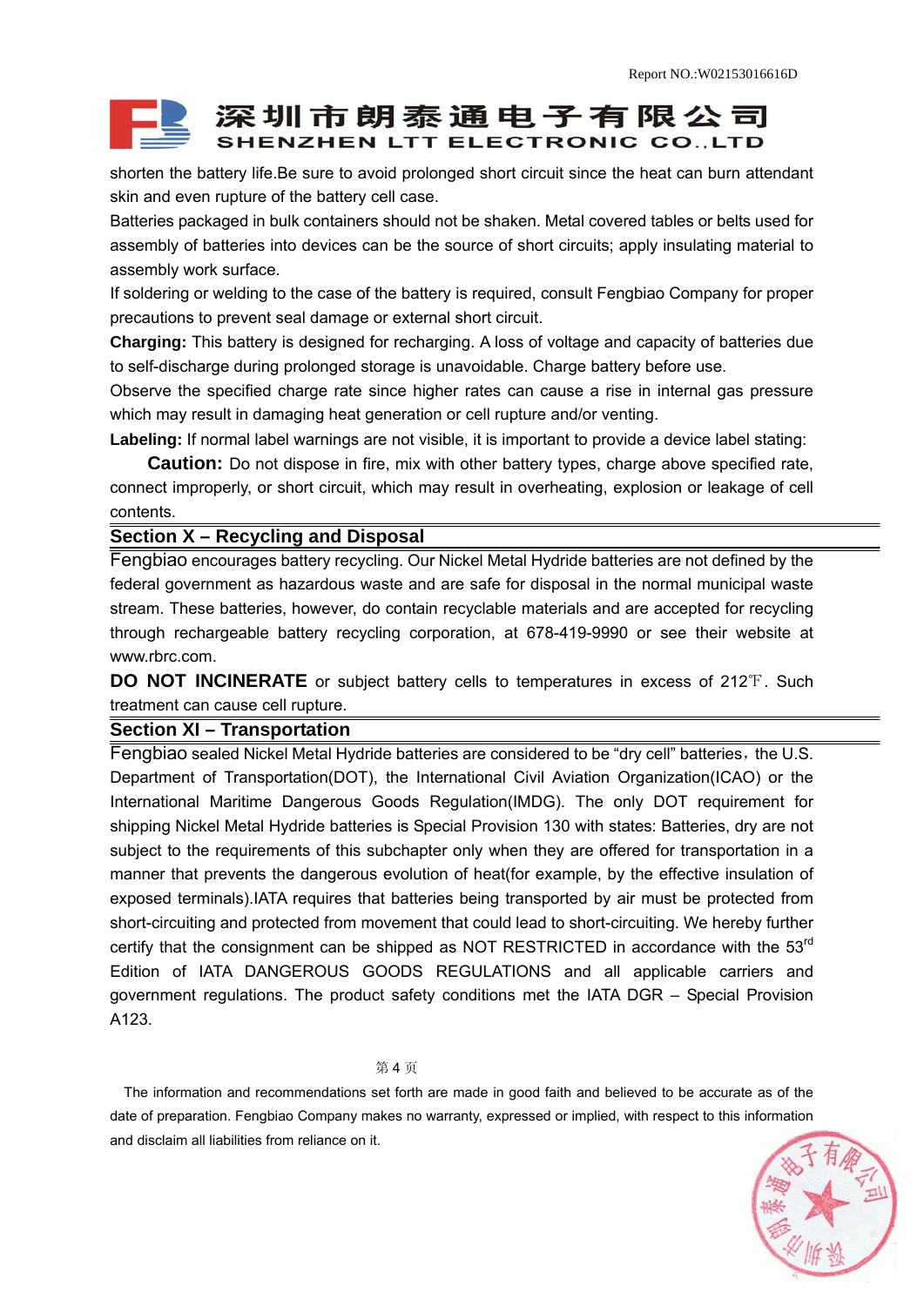shorten the battery life.Be sure to avoid prolonged short circuit since the heat can burn attendant skin and even rupture of the battery cell case.

Batteries packaged in bulk containers should not be shaken. Metal covered tables or belts used for assembly of batteries into devices can be the source of short circuits; apply insulating material to assembly work surface.

If soldering or welding to the case of the battery is required, consult Fengbiao Company for proper precautions to prevent seal damage or external short circuit.

**Charging:** This battery is designed for recharging. A loss of voltage and capacity of batteries due to self-discharge during prolonged storage is unavoidable. Charge battery before use.

Observe the specified charge rate since higher rates can cause a rise in internal gas pressure which may result in damaging heat generation or cell rupture and/or venting.

**Labeling:** If normal label warnings are not visible, it is important to provide a device label stating:

**Caution:** Do not dispose in fire, mix with other battery types, charge above specified rate, connect improperly, or short circuit, which may result in overheating, explosion or leakage of cell contents.

## Section X – Recycling and Disposal

Fengbiao encourages battery recycling. Our Nickel Metal Hydride batteries are not defined by the federal government as hazardous waste and are safe for disposal in the normal municipal waste stream. These batteries, however, do contain recyclable materials and are accepted for recycling through rechargeable battery recycling corporation, at 678-419-9990 or see their website at www.rbrc.com.

**DO NOT INCINERATE** or subject battery cells to temperatures in excess of 212℉. Such treatment can cause cell rupture.

## Section XI – Transportation

Fengbiao sealed Nickel Metal Hydride batteries are considered to be "dry cell" batteries，the U.S. Department of Transportation(DOT), the International Civil Aviation Organization(ICAO) or the International Maritime Dangerous Goods Regulation(IMDG). The only DOT requirement for shipping Nickel Metal Hydride batteries is Special Provision 130 with states: Batteries, dry are not subject to the requirements of this subchapter only when they are offered for transportation in a manner that prevents the dangerous evolution of heat(for example, by the effective insulation of exposed terminals).IATA requires that batteries being transported by air must be protected from short-circuiting and protected from movement that could lead to short-circuiting. We hereby further certify that the consignment can be shipped as NOT RESTRICTED in accordance with the 53rd Edition of IATA DANGEROUS GOODS REGULATIONS and all applicable carriers and government regulations. The product safety conditions met the IATA DGR – Special Provision A123.

The information and recommendations set forth are made in good faith and believed to be accurate as of the date of preparation. Fengbiao Company makes no warranty, expressed or implied, with respect to this information and disclaim all liabilities from reliance on it.